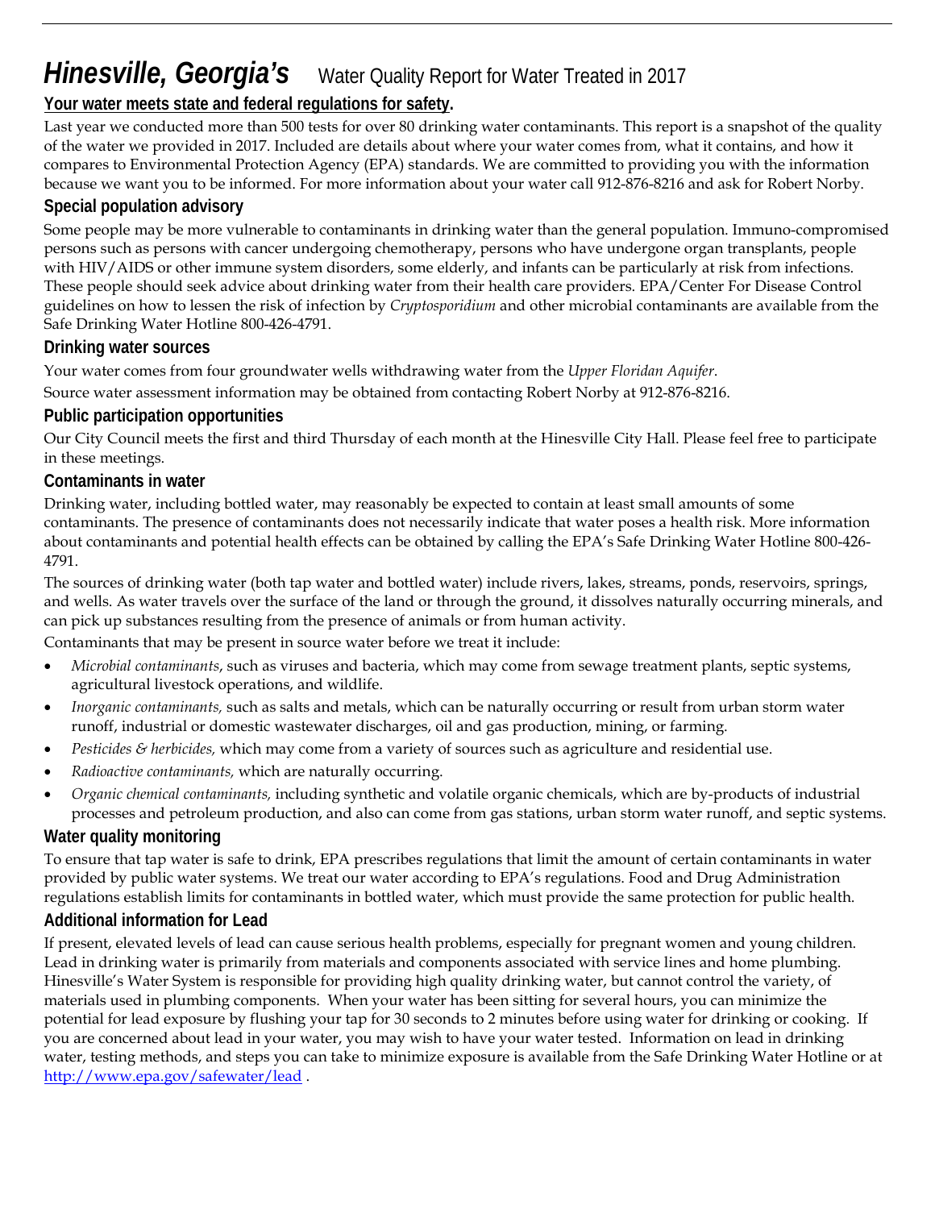# *Hinesville, Georgia's* Water Quality Report for Water Treated in 2017

**Your water meets state and federal regulations for safety.**

Last year we conducted more than 500 tests for over 80 drinking water contaminants. This report is a snapshot of the quality of the water we provided in 2017. Included are details about where your water comes from, what it contains, and how it compares to Environmental Protection Agency (EPA) standards. We are committed to providing you with the information because we want you to be informed. For more information about your water call 912-876-8216 and ask for Robert Norby.

## Special population advisory

Some people may be more vulnerable to contaminants in drinking water than the general population. Immuno-compromised persons such as persons with cancer undergoing chemotherapy, persons who have undergone organ transplants, people with HIV/AIDS or other immune system disorders, some elderly, and infants can be particularly at risk from infections. These people should seek advice about drinking water from their health care providers. EPA/Center For Disease Control guidelines on how to lessen the risk of infection by *Cryptosporidium* and other microbial contaminants are available from the Safe Drinking Water Hotline 800-426-4791.

## Drinking water sources

Your water comes from four groundwater wells withdrawing water from the *Upper Floridan Aquifer*.

Source water assessment information may be obtained from contacting Robert Norby at 912-876-8216.

## Public participation opportunities

Our City Council meets the first and third Thursday of each month at the Hinesville City Hall. Please feel free to participate in these meetings.

## Contaminants in water

Drinking water, including bottled water, may reasonably be expected to contain at least small amounts of some contaminants. The presence of contaminants does not necessarily indicate that water poses a health risk. More information about contaminants and potential health effects can be obtained by calling the EPA's Safe Drinking Water Hotline 800-426-4791.

The sources of drinking water (both tap water and bottled water) include rivers, lakes, streams, ponds, reservoirs, springs, and wells. As water travels over the surface of the land or through the ground, it dissolves naturally occurring minerals, and can pick up substances resulting from the presence of animals or from human activity.

Contaminants that may be present in source water before we treat it include:

- *Microbial contaminants*, such as viruses and bacteria, which may come from sewage treatment plants, septic systems, agricultural livestock operations, and wildlife.
- *Inorganic contaminants,* such as salts and metals, which can be naturally occurring or result from urban storm water runoff, industrial or domestic wastewater discharges, oil and gas production, mining, or farming.
- *Pesticides & herbicides,* which may come from a variety of sources such as agriculture and residential use.
- *Radioactive contaminants,* which are naturally occurring.
- *Organic chemical contaminants,* including synthetic and volatile organic chemicals, which are by-products of industrial processes and petroleum production, and also can come from gas stations, urban storm water runoff, and septic systems.

## Water quality monitoring

To ensure that tap water is safe to drink, EPA prescribes regulations that limit the amount of certain contaminants in water provided by public water systems. We treat our water according to EPA's regulations. Food and Drug Administration regulations establish limits for contaminants in bottled water, which must provide the same protection for public health.

## Additional information for Lead

If present, elevated levels of lead can cause serious health problems, especially for pregnant women and young children. Lead in drinking water is primarily from materials and components associated with service lines and home plumbing. Hinesville's Water System is responsible for providing high quality drinking water, but cannot control the variety, of materials used in plumbing components. When your water has been sitting for several hours, you can minimize the potential for lead exposure by flushing your tap for 30 seconds to 2 minutes before using water for drinking or cooking. If you are concerned about lead in your water, you may wish to have your water tested. Information on lead in drinking water, testing methods, and steps you can take to minimize exposure is available from the Safe Drinking Water Hotline or at http://www.epa.gov/safewater/lead .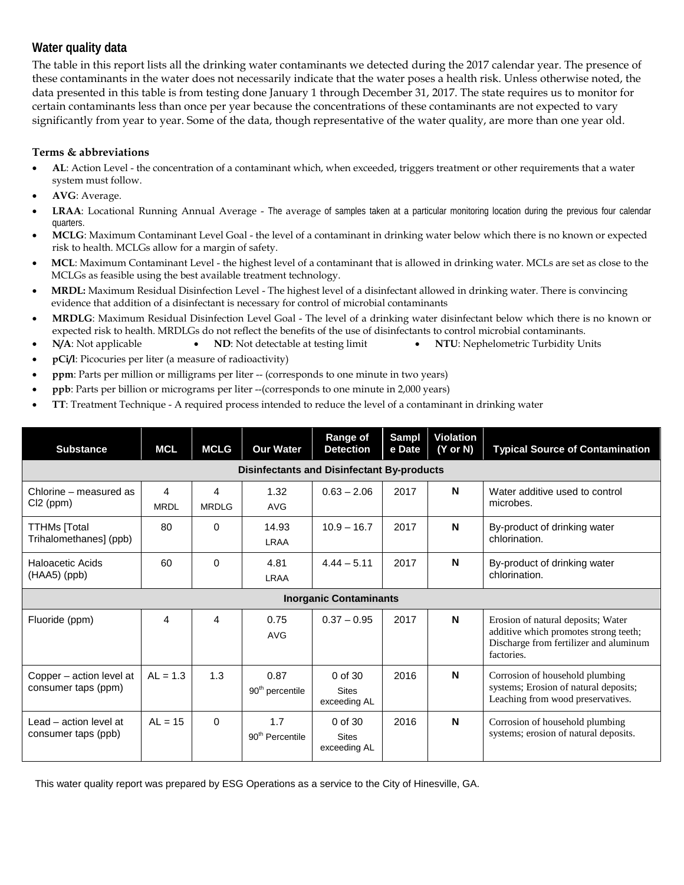## Water quality data

The table in this report lists all the drinking water contaminants we detected during the 2017 calendar year. The presence of these contaminants in the water does not necessarily indicate that the water poses a health risk. Unless otherwise noted, the data presented in this table is from testing done January 1 through December 31, 2017. The state requires us to monitor for certain contaminants less than once per year because the concentrations of these contaminants are not expected to vary significantly from year to year. Some of the data, though representative of the water quality, are more than one year old.

**Terms & abbreviations**

- **AL**: Action Level - the concentration of a contaminant which, when exceeded, triggers treatment or other requirements that a water system must follow.
- **AVG**: Average.
- **LRAA**: Locational Running Annual Average - The average of samples taken at a particular monitoring location during the previous four calendar quarters.
- **MCLG**: Maximum Contaminant Level Goal - the level of a contaminant in drinking water below which there is no known or expected risk to health. MCLGs allow for a margin of safety.
- **MCL**: Maximum Contaminant Level - the highest level of a contaminant that is allowed in drinking water. MCLs are set as close to the MCLGs as feasible using the best available treatment technology.
- **MRDL:** Maximum Residual Disinfection Level - The highest level of a disinfectant allowed in drinking water. There is convincing evidence that addition of a disinfectant is necessary for control of microbial contaminants
- **MRDLG**: Maximum Residual Disinfection Level Goal - The level of a drinking water disinfectant below which there is no known or expected risk to health. MRDLGs do not reflect the benefits of the use of disinfectants to control microbial contaminants.
- **N/A**: Not applicable
- **ND**: Not detectable at testing limit
- **NTU**: Nephelometric Turbidity Units
- **pCi/l**: Picocuries per liter (a measure of radioactivity)
- **ppm**: Parts per million or milligrams per liter -- (corresponds to one minute in two years)
- **ppb**: Parts per billion or micrograms per liter --(corresponds to one minute in 2,000 years)
- **TT**: Treatment Technique - A required process intended to reduce the level of a contaminant in drinking water

| Substance | MCL | MCLG | Our Water | Range of Detection | Sample Date | Violation (Y or N) | Typical Source of Contamination |
|---|---|---|---|---|---|---|---|
| **Disinfectants and Disinfectant By-products** | | | | | | | |
| Chlorine – measured as $Cl_2$ (ppm) | 4 MRDL | 4 MRDLG | 1.32 AVG | 0.63 – 2.06 | 2017 | **N** | Water additive used to control microbes. |
| TTHMs [Total Trihalomethanes] (ppb) | 80 | 0 | 14.93 LRAA | 10.9 – 16.7 | 2017 | **N** | By-product of drinking water chlorination. |
| Haloacetic Acids (HAA5) (ppb) | 60 | 0 | 4.81 LRAA | 4.44 – 5.11 | 2017 | **N** | By-product of drinking water chlorination. |
| **Inorganic Contaminants** | | | | | | | |
| Fluoride (ppm) | 4 | 4 | 0.75 AVG | 0.37 – 0.95 | 2017 | **N** | Erosion of natural deposits; Water additive which promotes strong teeth; Discharge from fertilizer and aluminum factories. |
| Copper – action level at consumer taps (ppm) | AL = 1.3 | 1.3 | 0.87 $90^{th}$ percentile | 0 of 30 Sites exceeding AL | 2016 | **N** | Corrosion of household plumbing systems; Erosion of natural deposits; Leaching from wood preservatives. |
| Lead – action level at consumer taps (ppb) | AL = 15 | 0 | 1.7 $90^{th}$ Percentile | 0 of 30 Sites exceeding AL | 2016 | **N** | Corrosion of household plumbing systems; erosion of natural deposits. |

This water quality report was prepared by ESG Operations as a service to the City of Hinesville, GA.